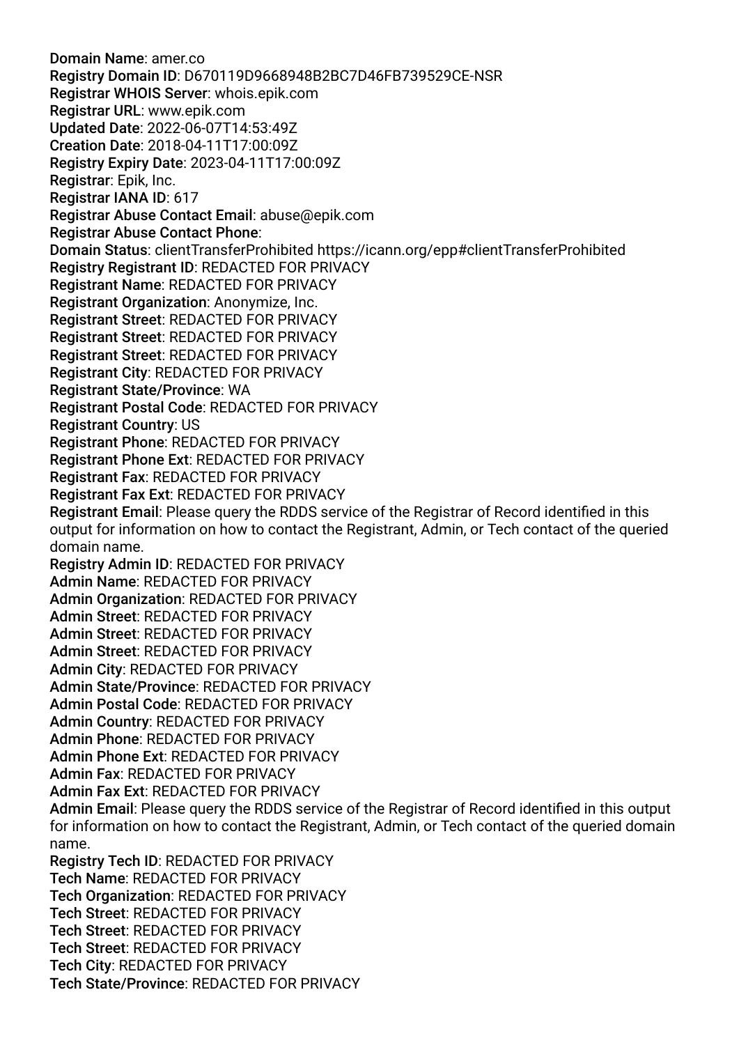**Domain Name**: amer.co
**Registry Domain ID**: D670119D9668948B2BC7D46FB739529CE-NSR
**Registrar WHOIS Server**: whois.epik.com
**Registrar URL**: www.epik.com
**Updated Date**: 2022-06-07T14:53:49Z
**Creation Date**: 2018-04-11T17:00:09Z
**Registry Expiry Date**: 2023-04-11T17:00:09Z
**Registrar**: Epik, Inc.
**Registrar IANA ID**: 617
**Registrar Abuse Contact Email**: abuse@epik.com
**Registrar Abuse Contact Phone**:
**Domain Status**: clientTransferProhibited https://icann.org/epp#clientTransferProhibited
**Registry Registrant ID**: REDACTED FOR PRIVACY
**Registrant Name**: REDACTED FOR PRIVACY
**Registrant Organization**: Anonymize, Inc.
**Registrant Street**: REDACTED FOR PRIVACY
**Registrant Street**: REDACTED FOR PRIVACY
**Registrant Street**: REDACTED FOR PRIVACY
**Registrant City**: REDACTED FOR PRIVACY
**Registrant State/Province**: WA
**Registrant Postal Code**: REDACTED FOR PRIVACY
**Registrant Country**: US
**Registrant Phone**: REDACTED FOR PRIVACY
**Registrant Phone Ext**: REDACTED FOR PRIVACY
**Registrant Fax**: REDACTED FOR PRIVACY
**Registrant Fax Ext**: REDACTED FOR PRIVACY
**Registrant Email**: Please query the RDDS service of the Registrar of Record identified in this output for information on how to contact the Registrant, Admin, or Tech contact of the queried domain name.
**Registry Admin ID**: REDACTED FOR PRIVACY
**Admin Name**: REDACTED FOR PRIVACY
**Admin Organization**: REDACTED FOR PRIVACY
**Admin Street**: REDACTED FOR PRIVACY
**Admin Street**: REDACTED FOR PRIVACY
**Admin Street**: REDACTED FOR PRIVACY
**Admin City**: REDACTED FOR PRIVACY
**Admin State/Province**: REDACTED FOR PRIVACY
**Admin Postal Code**: REDACTED FOR PRIVACY
**Admin Country**: REDACTED FOR PRIVACY
**Admin Phone**: REDACTED FOR PRIVACY
**Admin Phone Ext**: REDACTED FOR PRIVACY
**Admin Fax**: REDACTED FOR PRIVACY
**Admin Fax Ext**: REDACTED FOR PRIVACY
**Admin Email**: Please query the RDDS service of the Registrar of Record identified in this output for information on how to contact the Registrant, Admin, or Tech contact of the queried domain name.
**Registry Tech ID**: REDACTED FOR PRIVACY
**Tech Name**: REDACTED FOR PRIVACY
**Tech Organization**: REDACTED FOR PRIVACY
**Tech Street**: REDACTED FOR PRIVACY
**Tech Street**: REDACTED FOR PRIVACY
**Tech Street**: REDACTED FOR PRIVACY
**Tech City**: REDACTED FOR PRIVACY
**Tech State/Province**: REDACTED FOR PRIVACY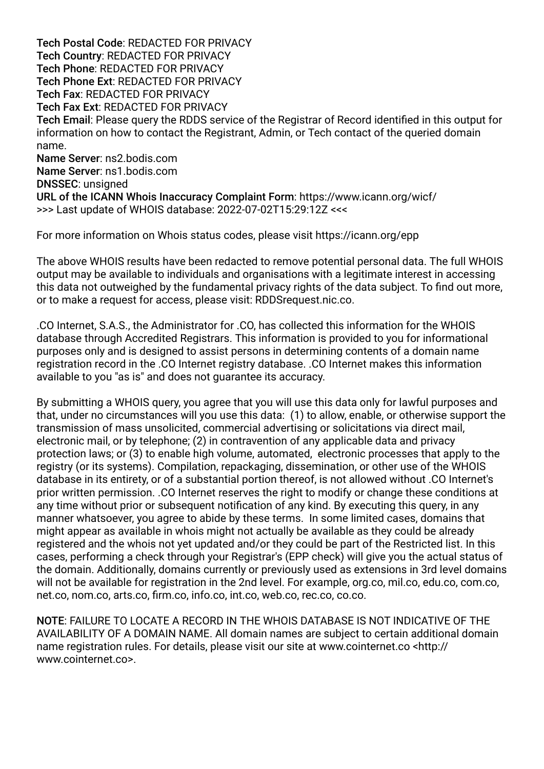**Tech Postal Code**: REDACTED FOR PRIVACY
**Tech Country**: REDACTED FOR PRIVACY
**Tech Phone**: REDACTED FOR PRIVACY
**Tech Phone Ext**: REDACTED FOR PRIVACY
**Tech Fax**: REDACTED FOR PRIVACY
**Tech Fax Ext**: REDACTED FOR PRIVACY
**Tech Email**: Please query the RDDS service of the Registrar of Record identified in this output for information on how to contact the Registrant, Admin, or Tech contact of the queried domain name.
**Name Server**: ns2.bodis.com
**Name Server**: ns1.bodis.com
**DNSSEC**: unsigned
**URL of the ICANN Whois Inaccuracy Complaint Form**: https://www.icann.org/wicf/
>>> Last update of WHOIS database: 2022-07-02T15:29:12Z <<<

For more information on Whois status codes, please visit https://icann.org/epp

The above WHOIS results have been redacted to remove potential personal data. The full WHOIS output may be available to individuals and organisations with a legitimate interest in accessing this data not outweighed by the fundamental privacy rights of the data subject. To find out more, or to make a request for access, please visit: RDDSrequest.nic.co.

.CO Internet, S.A.S., the Administrator for .CO, has collected this information for the WHOIS database through Accredited Registrars. This information is provided to you for informational purposes only and is designed to assist persons in determining contents of a domain name registration record in the .CO Internet registry database. .CO Internet makes this information available to you "as is" and does not guarantee its accuracy.

By submitting a WHOIS query, you agree that you will use this data only for lawful purposes and that, under no circumstances will you use this data: (1) to allow, enable, or otherwise support the transmission of mass unsolicited, commercial advertising or solicitations via direct mail, electronic mail, or by telephone; (2) in contravention of any applicable data and privacy protection laws; or (3) to enable high volume, automated, electronic processes that apply to the registry (or its systems). Compilation, repackaging, dissemination, or other use of the WHOIS database in its entirety, or of a substantial portion thereof, is not allowed without .CO Internet's prior written permission. .CO Internet reserves the right to modify or change these conditions at any time without prior or subsequent notification of any kind. By executing this query, in any manner whatsoever, you agree to abide by these terms. In some limited cases, domains that might appear as available in whois might not actually be available as they could be already registered and the whois not yet updated and/or they could be part of the Restricted list. In this cases, performing a check through your Registrar's (EPP check) will give you the actual status of the domain. Additionally, domains currently or previously used as extensions in 3rd level domains will not be available for registration in the 2nd level. For example, org.co, mil.co, edu.co, com.co, net.co, nom.co, arts.co, firm.co, info.co, int.co, web.co, rec.co, co.co.

**NOTE**: FAILURE TO LOCATE A RECORD IN THE WHOIS DATABASE IS NOT INDICATIVE OF THE AVAILABILITY OF A DOMAIN NAME. All domain names are subject to certain additional domain name registration rules. For details, please visit our site at www.cointernet.co <http://www.cointernet.co>.